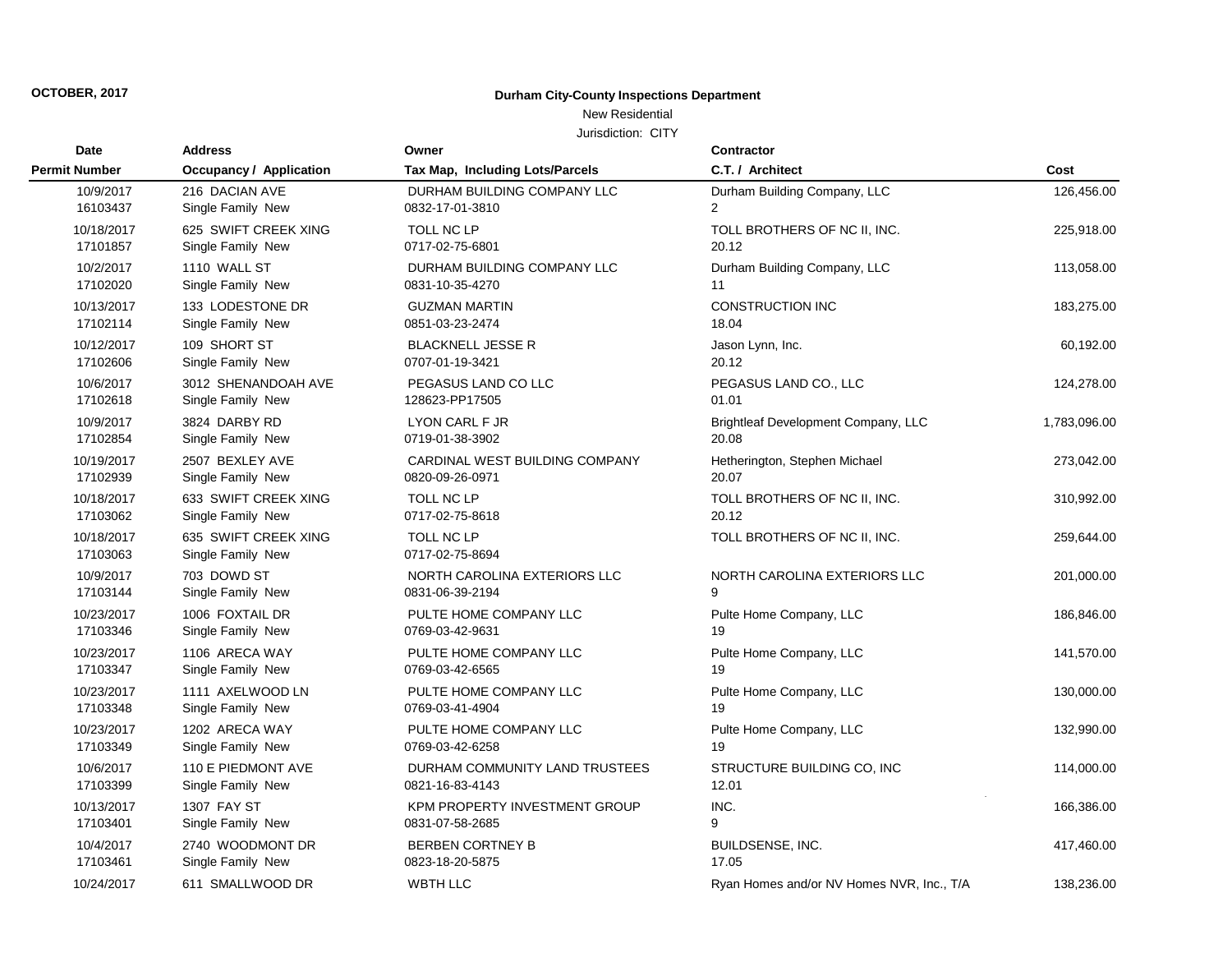**OCTOBER, 2017**

## Durham City-County Inspections Department

New Residential

Jurisdiction: CITY

| Date<br>Permit Number | Address<br>Occupancy / Application | Owner<br>Tax Map, Including Lots/Parcels | Contractor<br>C.T. / Architect | Cost |
|---|---|---|---|---|
| 10/9/2017<br>16103437 | 216 DACIAN AVE<br>Single Family New | DURHAM BUILDING COMPANY LLC<br>0832-17-01-3810 | Durham Building Company, LLC<br>2 | 126,456.00 |
| 10/18/2017<br>17101857 | 625 SWIFT CREEK XING<br>Single Family New | TOLL NC LP<br>0717-02-75-6801 | TOLL BROTHERS OF NC II, INC.<br>20.12 | 225,918.00 |
| 10/2/2017<br>17102020 | 1110 WALL ST<br>Single Family New | DURHAM BUILDING COMPANY LLC<br>0831-10-35-4270 | Durham Building Company, LLC<br>11 | 113,058.00 |
| 10/13/2017<br>17102114 | 133 LODESTONE DR<br>Single Family New | GUZMAN MARTIN<br>0851-03-23-2474 | CONSTRUCTION INC<br>18.04 | 183,275.00 |
| 10/12/2017<br>17102606 | 109 SHORT ST<br>Single Family New | BLACKNELL JESSE R<br>0707-01-19-3421 | Jason Lynn, Inc.<br>20.12 | 60,192.00 |
| 10/6/2017<br>17102618 | 3012 SHENANDOAH AVE<br>Single Family New | PEGASUS LAND CO LLC<br>128623-PP17505 | PEGASUS LAND CO., LLC<br>01.01 | 124,278.00 |
| 10/9/2017<br>17102854 | 3824 DARBY RD<br>Single Family New | LYON CARL F JR<br>0719-01-38-3902 | Brightleaf Development Company, LLC<br>20.08 | 1,783,096.00 |
| 10/19/2017<br>17102939 | 2507 BEXLEY AVE<br>Single Family New | CARDINAL WEST BUILDING COMPANY<br>0820-09-26-0971 | Hetherington, Stephen Michael<br>20.07 | 273,042.00 |
| 10/18/2017<br>17103062 | 633 SWIFT CREEK XING<br>Single Family New | TOLL NC LP<br>0717-02-75-8618 | TOLL BROTHERS OF NC II, INC.<br>20.12 | 310,992.00 |
| 10/18/2017<br>17103063 | 635 SWIFT CREEK XING<br>Single Family New | TOLL NC LP<br>0717-02-75-8694 | TOLL BROTHERS OF NC II, INC. | 259,644.00 |
| 10/9/2017<br>17103144 | 703 DOWD ST<br>Single Family New | NORTH CAROLINA EXTERIORS LLC<br>0831-06-39-2194 | NORTH CAROLINA EXTERIORS LLC<br>9 | 201,000.00 |
| 10/23/2017<br>17103346 | 1006 FOXTAIL DR<br>Single Family New | PULTE HOME COMPANY LLC<br>0769-03-42-9631 | Pulte Home Company, LLC<br>19 | 186,846.00 |
| 10/23/2017<br>17103347 | 1106 ARECA WAY<br>Single Family New | PULTE HOME COMPANY LLC<br>0769-03-42-6565 | Pulte Home Company, LLC<br>19 | 141,570.00 |
| 10/23/2017<br>17103348 | 1111 AXELWOOD LN<br>Single Family New | PULTE HOME COMPANY LLC<br>0769-03-41-4904 | Pulte Home Company, LLC<br>19 | 130,000.00 |
| 10/23/2017<br>17103349 | 1202 ARECA WAY<br>Single Family New | PULTE HOME COMPANY LLC<br>0769-03-42-6258 | Pulte Home Company, LLC<br>19 | 132,990.00 |
| 10/6/2017<br>17103399 | 110 E PIEDMONT AVE<br>Single Family New | DURHAM COMMUNITY LAND TRUSTEES<br>0821-16-83-4143 | STRUCTURE BUILDING CO, INC<br>12.01 | 114,000.00 |
| 10/13/2017<br>17103401 | 1307 FAY ST<br>Single Family New | KPM PROPERTY INVESTMENT GROUP<br>0831-07-58-2685 | INC.<br>9 | 166,386.00 |
| 10/4/2017<br>17103461 | 2740 WOODMONT DR<br>Single Family New | BERBEN CORTNEY B<br>0823-18-20-5875 | BUILDSENSE, INC.<br>17.05 | 417,460.00 |
| 10/24/2017 | 611 SMALLWOOD DR | WBTH LLC | Ryan Homes and/or NV Homes NVR, Inc., T/A | 138,236.00 |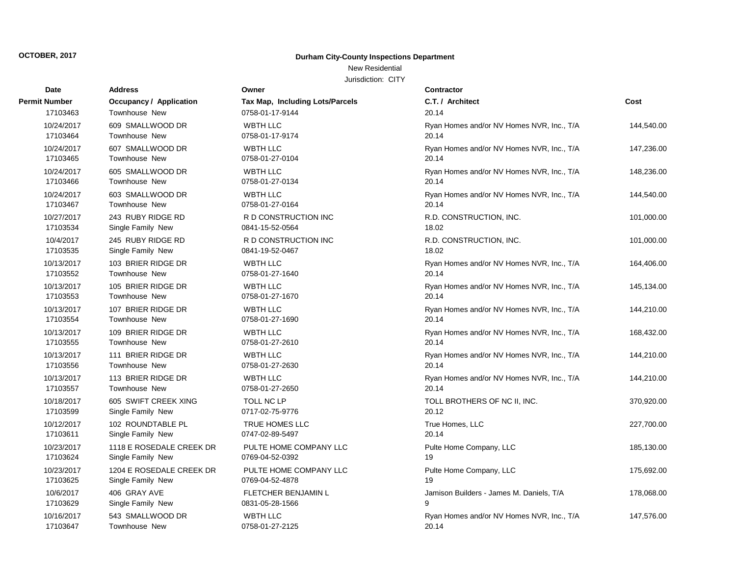**OCTOBER, 2017**

**Durham City-County Inspections Department**

New Residential

Jurisdiction: CITY

| Date / Permit Number | Address / Occupancy / Application | Owner / Tax Map, Including Lots/Parcels | Contractor / C.T. / Architect | Cost |
|---|---|---|---|---|
| 17103463 | Townhouse New | 0758-01-17-9144 | 20.14 | |
| 10/24/2017 | 609 SMALLWOOD DR | WBTH LLC | Ryan Homes and/or NV Homes NVR, Inc., T/A | 144,540.00 |
| 17103464 | Townhouse New | 0758-01-17-9174 | 20.14 | |
| 10/24/2017 | 607 SMALLWOOD DR | WBTH LLC | Ryan Homes and/or NV Homes NVR, Inc., T/A | 147,236.00 |
| 17103465 | Townhouse New | 0758-01-27-0104 | 20.14 | |
| 10/24/2017 | 605 SMALLWOOD DR | WBTH LLC | Ryan Homes and/or NV Homes NVR, Inc., T/A | 148,236.00 |
| 17103466 | Townhouse New | 0758-01-27-0134 | 20.14 | |
| 10/24/2017 | 603 SMALLWOOD DR | WBTH LLC | Ryan Homes and/or NV Homes NVR, Inc., T/A | 144,540.00 |
| 17103467 | Townhouse New | 0758-01-27-0164 | 20.14 | |
| 10/27/2017 | 243 RUBY RIDGE RD | R D CONSTRUCTION INC | R.D. CONSTRUCTION, INC. | 101,000.00 |
| 17103534 | Single Family New | 0841-15-52-0564 | 18.02 | |
| 10/4/2017 | 245 RUBY RIDGE RD | R D CONSTRUCTION INC | R.D. CONSTRUCTION, INC. | 101,000.00 |
| 17103535 | Single Family New | 0841-19-52-0467 | 18.02 | |
| 10/13/2017 | 103 BRIER RIDGE DR | WBTH LLC | Ryan Homes and/or NV Homes NVR, Inc., T/A | 164,406.00 |
| 17103552 | Townhouse New | 0758-01-27-1640 | 20.14 | |
| 10/13/2017 | 105 BRIER RIDGE DR | WBTH LLC | Ryan Homes and/or NV Homes NVR, Inc., T/A | 145,134.00 |
| 17103553 | Townhouse New | 0758-01-27-1670 | 20.14 | |
| 10/13/2017 | 107 BRIER RIDGE DR | WBTH LLC | Ryan Homes and/or NV Homes NVR, Inc., T/A | 144,210.00 |
| 17103554 | Townhouse New | 0758-01-27-1690 | 20.14 | |
| 10/13/2017 | 109 BRIER RIDGE DR | WBTH LLC | Ryan Homes and/or NV Homes NVR, Inc., T/A | 168,432.00 |
| 17103555 | Townhouse New | 0758-01-27-2610 | 20.14 | |
| 10/13/2017 | 111 BRIER RIDGE DR | WBTH LLC | Ryan Homes and/or NV Homes NVR, Inc., T/A | 144,210.00 |
| 17103556 | Townhouse New | 0758-01-27-2630 | 20.14 | |
| 10/13/2017 | 113 BRIER RIDGE DR | WBTH LLC | Ryan Homes and/or NV Homes NVR, Inc., T/A | 144,210.00 |
| 17103557 | Townhouse New | 0758-01-27-2650 | 20.14 | |
| 10/18/2017 | 605 SWIFT CREEK XING | TOLL NC LP | TOLL BROTHERS OF NC II, INC. | 370,920.00 |
| 17103599 | Single Family New | 0717-02-75-9776 | 20.12 | |
| 10/12/2017 | 102 ROUNDTABLE PL | TRUE HOMES LLC | True Homes, LLC | 227,700.00 |
| 17103611 | Single Family New | 0747-02-89-5497 | 20.14 | |
| 10/23/2017 | 1118 E ROSEDALE CREEK DR | PULTE HOME COMPANY LLC | Pulte Home Company, LLC | 185,130.00 |
| 17103624 | Single Family New | 0769-04-52-0392 | 19 | |
| 10/23/2017 | 1204 E ROSEDALE CREEK DR | PULTE HOME COMPANY LLC | Pulte Home Company, LLC | 175,692.00 |
| 17103625 | Single Family New | 0769-04-52-4878 | 19 | |
| 10/6/2017 | 406 GRAY AVE | FLETCHER BENJAMIN L | Jamison Builders - James M. Daniels, T/A | 178,068.00 |
| 17103629 | Single Family New | 0831-05-28-1566 | 9 | |
| 10/16/2017 | 543 SMALLWOOD DR | WBTH LLC | Ryan Homes and/or NV Homes NVR, Inc., T/A | 147,576.00 |
| 17103647 | Townhouse New | 0758-01-27-2125 | 20.14 | |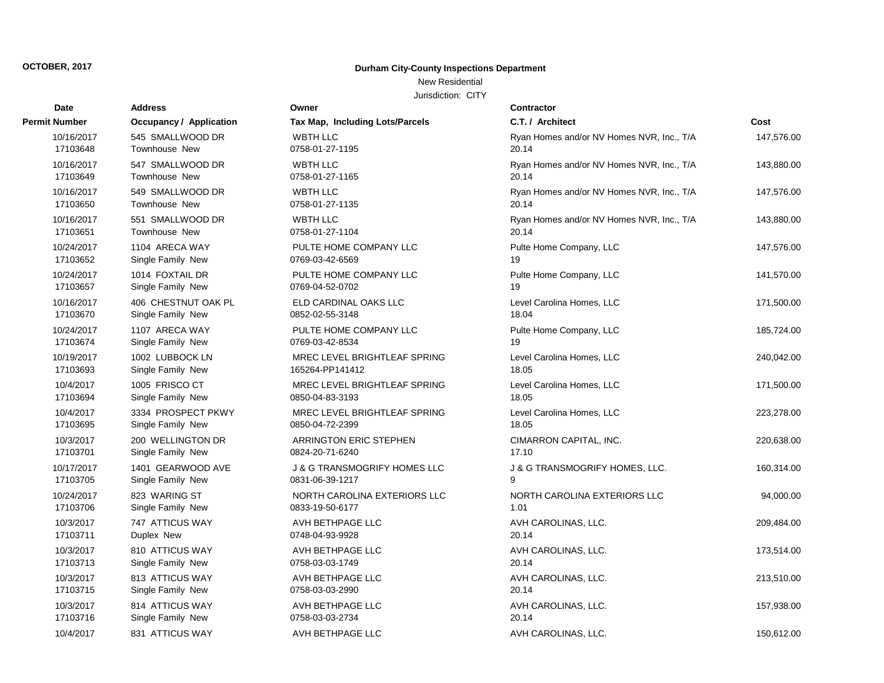**OCTOBER, 2017**

**Durham City-County Inspections Department**

New Residential

Jurisdiction: CITY

| Date / Permit Number | Address / Occupancy / Application | Owner / Tax Map, Including Lots/Parcels | Contractor / C.T. / Architect | Cost |
|---|---|---|---|---|
| 10/16/2017<br>17103648 | 545 SMALLWOOD DR<br>Townhouse New | WBTH LLC<br>0758-01-27-1195 | Ryan Homes and/or NV Homes NVR, Inc., T/A<br>20.14 | 147,576.00 |
| 10/16/2017<br>17103649 | 547 SMALLWOOD DR<br>Townhouse New | WBTH LLC<br>0758-01-27-1165 | Ryan Homes and/or NV Homes NVR, Inc., T/A<br>20.14 | 143,880.00 |
| 10/16/2017<br>17103650 | 549 SMALLWOOD DR<br>Townhouse New | WBTH LLC<br>0758-01-27-1135 | Ryan Homes and/or NV Homes NVR, Inc., T/A<br>20.14 | 147,576.00 |
| 10/16/2017<br>17103651 | 551 SMALLWOOD DR<br>Townhouse New | WBTH LLC<br>0758-01-27-1104 | Ryan Homes and/or NV Homes NVR, Inc., T/A<br>20.14 | 143,880.00 |
| 10/24/2017<br>17103652 | 1104 ARECA WAY<br>Single Family New | PULTE HOME COMPANY LLC<br>0769-03-42-6569 | Pulte Home Company, LLC<br>19 | 147,576.00 |
| 10/24/2017<br>17103657 | 1014 FOXTAIL DR<br>Single Family New | PULTE HOME COMPANY LLC<br>0769-04-52-0702 | Pulte Home Company, LLC<br>19 | 141,570.00 |
| 10/16/2017<br>17103670 | 406 CHESTNUT OAK PL<br>Single Family New | ELD CARDINAL OAKS LLC<br>0852-02-55-3148 | Level Carolina Homes, LLC<br>18.04 | 171,500.00 |
| 10/24/2017<br>17103674 | 1107 ARECA WAY<br>Single Family New | PULTE HOME COMPANY LLC<br>0769-03-42-8534 | Pulte Home Company, LLC<br>19 | 185,724.00 |
| 10/19/2017<br>17103693 | 1002 LUBBOCK LN<br>Single Family New | MREC LEVEL BRIGHTLEAF SPRING<br>165264-PP141412 | Level Carolina Homes, LLC<br>18.05 | 240,042.00 |
| 10/4/2017<br>17103694 | 1005 FRISCO CT<br>Single Family New | MREC LEVEL BRIGHTLEAF SPRING<br>0850-04-83-3193 | Level Carolina Homes, LLC<br>18.05 | 171,500.00 |
| 10/4/2017<br>17103695 | 3334 PROSPECT PKWY<br>Single Family New | MREC LEVEL BRIGHTLEAF SPRING<br>0850-04-72-2399 | Level Carolina Homes, LLC<br>18.05 | 223,278.00 |
| 10/3/2017<br>17103701 | 200 WELLINGTON DR<br>Single Family New | ARRINGTON ERIC STEPHEN<br>0824-20-71-6240 | CIMARRON CAPITAL, INC.<br>17.10 | 220,638.00 |
| 10/17/2017<br>17103705 | 1401 GEARWOOD AVE<br>Single Family New | J & G TRANSMOGRIFY HOMES LLC<br>0831-06-39-1217 | J & G TRANSMOGRIFY HOMES, LLC.<br>9 | 160,314.00 |
| 10/24/2017<br>17103706 | 823 WARING ST<br>Single Family New | NORTH CAROLINA EXTERIORS LLC<br>0833-19-50-6177 | NORTH CAROLINA EXTERIORS LLC<br>1.01 | 94,000.00 |
| 10/3/2017<br>17103711 | 747 ATTICUS WAY<br>Duplex New | AVH BETHPAGE LLC<br>0748-04-93-9928 | AVH CAROLINAS, LLC.<br>20.14 | 209,484.00 |
| 10/3/2017<br>17103713 | 810 ATTICUS WAY<br>Single Family New | AVH BETHPAGE LLC<br>0758-03-03-1749 | AVH CAROLINAS, LLC.<br>20.14 | 173,514.00 |
| 10/3/2017<br>17103715 | 813 ATTICUS WAY<br>Single Family New | AVH BETHPAGE LLC<br>0758-03-03-2990 | AVH CAROLINAS, LLC.<br>20.14 | 213,510.00 |
| 10/3/2017<br>17103716 | 814 ATTICUS WAY<br>Single Family New | AVH BETHPAGE LLC<br>0758-03-03-2734 | AVH CAROLINAS, LLC.<br>20.14 | 157,938.00 |
| 10/4/2017 | 831 ATTICUS WAY | AVH BETHPAGE LLC | AVH CAROLINAS, LLC. | 150,612.00 |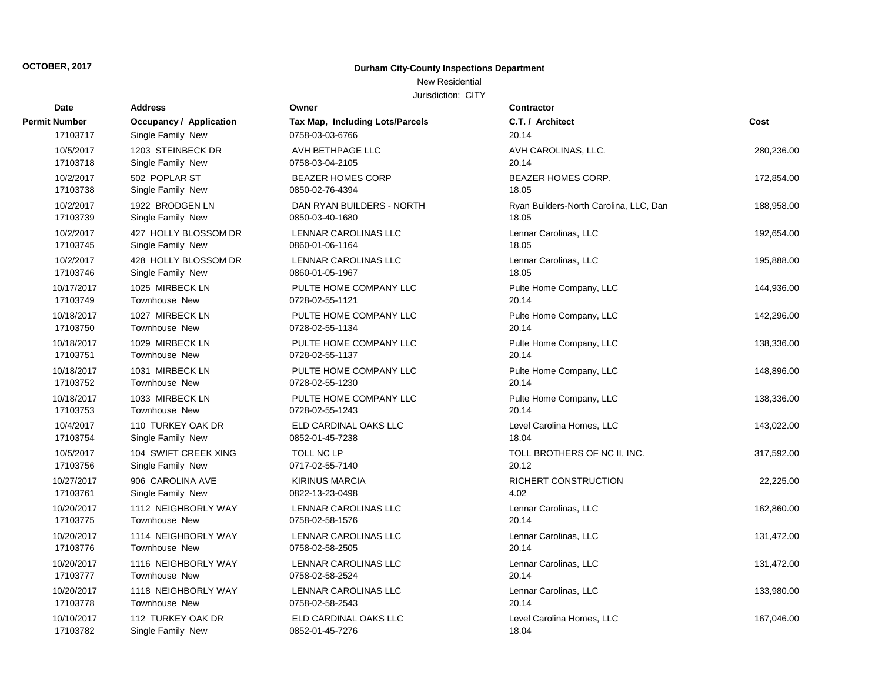**OCTOBER, 2017**

## Durham City-County Inspections Department

New Residential

Jurisdiction: CITY

| Date | Address | Owner | Contractor | |
|---|---|---|---|---|
| **Permit Number** | **Occupancy / Application** | **Tax Map, Including Lots/Parcels** | **C.T. / Architect** | **Cost** |
| 17103717 | Single Family New | 0758-03-03-6766 | 20.14 | |
| 10/5/2017 | 1203 STEINBECK DR | AVH BETHPAGE LLC | AVH CAROLINAS, LLC. | 280,236.00 |
| 17103718 | Single Family New | 0758-03-04-2105 | 20.14 | |
| 10/2/2017 | 502 POPLAR ST | BEAZER HOMES CORP | BEAZER HOMES CORP. | 172,854.00 |
| 17103738 | Single Family New | 0850-02-76-4394 | 18.05 | |
| 10/2/2017 | 1922 BRODGEN LN | DAN RYAN BUILDERS - NORTH | Ryan Builders-North Carolina, LLC, Dan | 188,958.00 |
| 17103739 | Single Family New | 0850-03-40-1680 | 18.05 | |
| 10/2/2017 | 427 HOLLY BLOSSOM DR | LENNAR CAROLINAS LLC | Lennar Carolinas, LLC | 192,654.00 |
| 17103745 | Single Family New | 0860-01-06-1164 | 18.05 | |
| 10/2/2017 | 428 HOLLY BLOSSOM DR | LENNAR CAROLINAS LLC | Lennar Carolinas, LLC | 195,888.00 |
| 17103746 | Single Family New | 0860-01-05-1967 | 18.05 | |
| 10/17/2017 | 1025 MIRBECK LN | PULTE HOME COMPANY LLC | Pulte Home Company, LLC | 144,936.00 |
| 17103749 | Townhouse New | 0728-02-55-1121 | 20.14 | |
| 10/18/2017 | 1027 MIRBECK LN | PULTE HOME COMPANY LLC | Pulte Home Company, LLC | 142,296.00 |
| 17103750 | Townhouse New | 0728-02-55-1134 | 20.14 | |
| 10/18/2017 | 1029 MIRBECK LN | PULTE HOME COMPANY LLC | Pulte Home Company, LLC | 138,336.00 |
| 17103751 | Townhouse New | 0728-02-55-1137 | 20.14 | |
| 10/18/2017 | 1031 MIRBECK LN | PULTE HOME COMPANY LLC | Pulte Home Company, LLC | 148,896.00 |
| 17103752 | Townhouse New | 0728-02-55-1230 | 20.14 | |
| 10/18/2017 | 1033 MIRBECK LN | PULTE HOME COMPANY LLC | Pulte Home Company, LLC | 138,336.00 |
| 17103753 | Townhouse New | 0728-02-55-1243 | 20.14 | |
| 10/4/2017 | 110 TURKEY OAK DR | ELD CARDINAL OAKS LLC | Level Carolina Homes, LLC | 143,022.00 |
| 17103754 | Single Family New | 0852-01-45-7238 | 18.04 | |
| 10/5/2017 | 104 SWIFT CREEK XING | TOLL NC LP | TOLL BROTHERS OF NC II, INC. | 317,592.00 |
| 17103756 | Single Family New | 0717-02-55-7140 | 20.12 | |
| 10/27/2017 | 906 CAROLINA AVE | KIRINUS MARCIA | RICHERT CONSTRUCTION | 22,225.00 |
| 17103761 | Single Family New | 0822-13-23-0498 | 4.02 | |
| 10/20/2017 | 1112 NEIGHBORLY WAY | LENNAR CAROLINAS LLC | Lennar Carolinas, LLC | 162,860.00 |
| 17103775 | Townhouse New | 0758-02-58-1576 | 20.14 | |
| 10/20/2017 | 1114 NEIGHBORLY WAY | LENNAR CAROLINAS LLC | Lennar Carolinas, LLC | 131,472.00 |
| 17103776 | Townhouse New | 0758-02-58-2505 | 20.14 | |
| 10/20/2017 | 1116 NEIGHBORLY WAY | LENNAR CAROLINAS LLC | Lennar Carolinas, LLC | 131,472.00 |
| 17103777 | Townhouse New | 0758-02-58-2524 | 20.14 | |
| 10/20/2017 | 1118 NEIGHBORLY WAY | LENNAR CAROLINAS LLC | Lennar Carolinas, LLC | 133,980.00 |
| 17103778 | Townhouse New | 0758-02-58-2543 | 20.14 | |
| 10/10/2017 | 112 TURKEY OAK DR | ELD CARDINAL OAKS LLC | Level Carolina Homes, LLC | 167,046.00 |
| 17103782 | Single Family New | 0852-01-45-7276 | 18.04 | |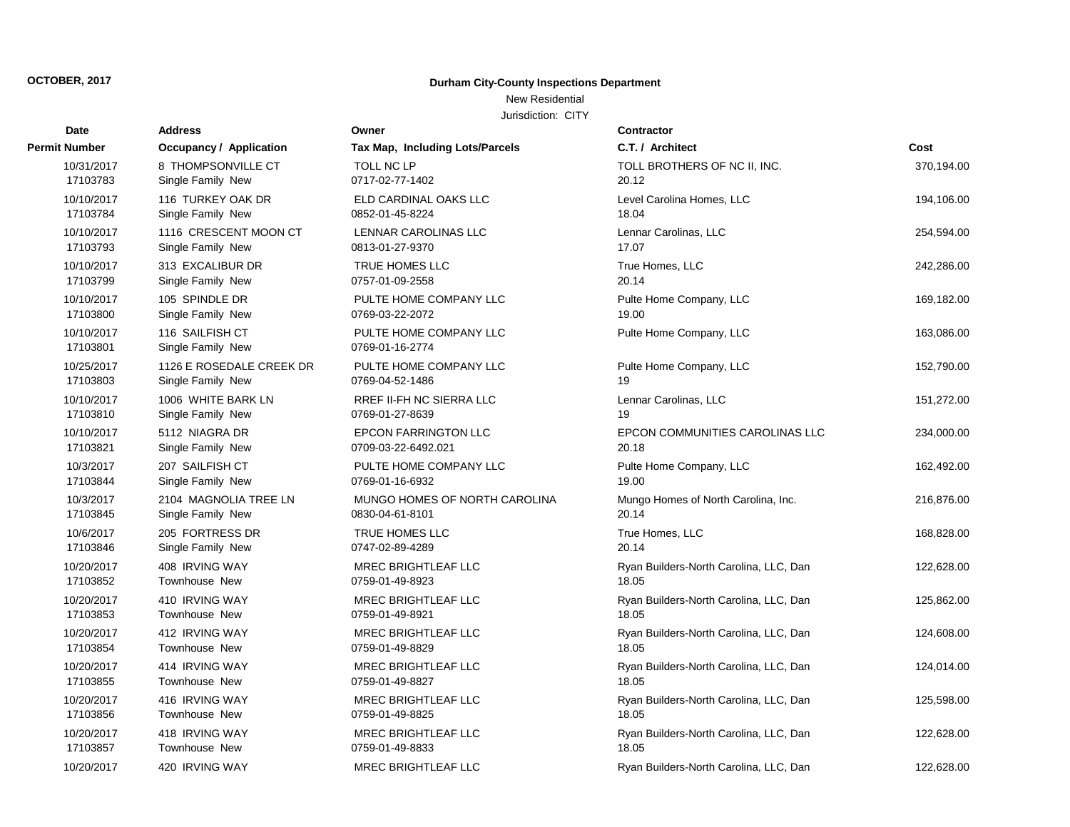**OCTOBER, 2017**

**Durham City-County Inspections Department**

New Residential

Jurisdiction: CITY

| Date<br>Permit Number | Address<br>Occupancy / Application | Owner<br>Tax Map, Including Lots/Parcels | Contractor<br>C.T. / Architect | Cost |
|---|---|---|---|---|
| 10/31/2017<br>17103783 | 8 THOMPSONVILLE CT<br>Single Family New | TOLL NC LP<br>0717-02-77-1402 | TOLL BROTHERS OF NC II, INC.<br>20.12 | 370,194.00 |
| 10/10/2017<br>17103784 | 116 TURKEY OAK DR<br>Single Family New | ELD CARDINAL OAKS LLC<br>0852-01-45-8224 | Level Carolina Homes, LLC<br>18.04 | 194,106.00 |
| 10/10/2017<br>17103793 | 1116 CRESCENT MOON CT<br>Single Family New | LENNAR CAROLINAS LLC<br>0813-01-27-9370 | Lennar Carolinas, LLC<br>17.07 | 254,594.00 |
| 10/10/2017<br>17103799 | 313 EXCALIBUR DR<br>Single Family New | TRUE HOMES LLC<br>0757-01-09-2558 | True Homes, LLC<br>20.14 | 242,286.00 |
| 10/10/2017<br>17103800 | 105 SPINDLE DR<br>Single Family New | PULTE HOME COMPANY LLC<br>0769-03-22-2072 | Pulte Home Company, LLC<br>19.00 | 169,182.00 |
| 10/10/2017<br>17103801 | 116 SAILFISH CT<br>Single Family New | PULTE HOME COMPANY LLC<br>0769-01-16-2774 | Pulte Home Company, LLC | 163,086.00 |
| 10/25/2017<br>17103803 | 1126 E ROSEDALE CREEK DR<br>Single Family New | PULTE HOME COMPANY LLC<br>0769-04-52-1486 | Pulte Home Company, LLC<br>19 | 152,790.00 |
| 10/10/2017<br>17103810 | 1006 WHITE BARK LN<br>Single Family New | RREF II-FH NC SIERRA LLC<br>0769-01-27-8639 | Lennar Carolinas, LLC<br>19 | 151,272.00 |
| 10/10/2017<br>17103821 | 5112 NIAGRA DR<br>Single Family New | EPCON FARRINGTON LLC<br>0709-03-22-6492.021 | EPCON COMMUNITIES CAROLINAS LLC<br>20.18 | 234,000.00 |
| 10/3/2017<br>17103844 | 207 SAILFISH CT<br>Single Family New | PULTE HOME COMPANY LLC<br>0769-01-16-6932 | Pulte Home Company, LLC<br>19.00 | 162,492.00 |
| 10/3/2017<br>17103845 | 2104 MAGNOLIA TREE LN<br>Single Family New | MUNGO HOMES OF NORTH CAROLINA<br>0830-04-61-8101 | Mungo Homes of North Carolina, Inc.<br>20.14 | 216,876.00 |
| 10/6/2017<br>17103846 | 205 FORTRESS DR<br>Single Family New | TRUE HOMES LLC<br>0747-02-89-4289 | True Homes, LLC<br>20.14 | 168,828.00 |
| 10/20/2017<br>17103852 | 408 IRVING WAY<br>Townhouse New | MREC BRIGHTLEAF LLC<br>0759-01-49-8923 | Ryan Builders-North Carolina, LLC, Dan<br>18.05 | 122,628.00 |
| 10/20/2017<br>17103853 | 410 IRVING WAY<br>Townhouse New | MREC BRIGHTLEAF LLC<br>0759-01-49-8921 | Ryan Builders-North Carolina, LLC, Dan<br>18.05 | 125,862.00 |
| 10/20/2017<br>17103854 | 412 IRVING WAY<br>Townhouse New | MREC BRIGHTLEAF LLC<br>0759-01-49-8829 | Ryan Builders-North Carolina, LLC, Dan<br>18.05 | 124,608.00 |
| 10/20/2017<br>17103855 | 414 IRVING WAY<br>Townhouse New | MREC BRIGHTLEAF LLC<br>0759-01-49-8827 | Ryan Builders-North Carolina, LLC, Dan<br>18.05 | 124,014.00 |
| 10/20/2017<br>17103856 | 416 IRVING WAY<br>Townhouse New | MREC BRIGHTLEAF LLC<br>0759-01-49-8825 | Ryan Builders-North Carolina, LLC, Dan<br>18.05 | 125,598.00 |
| 10/20/2017<br>17103857 | 418 IRVING WAY<br>Townhouse New | MREC BRIGHTLEAF LLC<br>0759-01-49-8833 | Ryan Builders-North Carolina, LLC, Dan<br>18.05 | 122,628.00 |
| 10/20/2017 | 420 IRVING WAY | MREC BRIGHTLEAF LLC | Ryan Builders-North Carolina, LLC, Dan | 122,628.00 |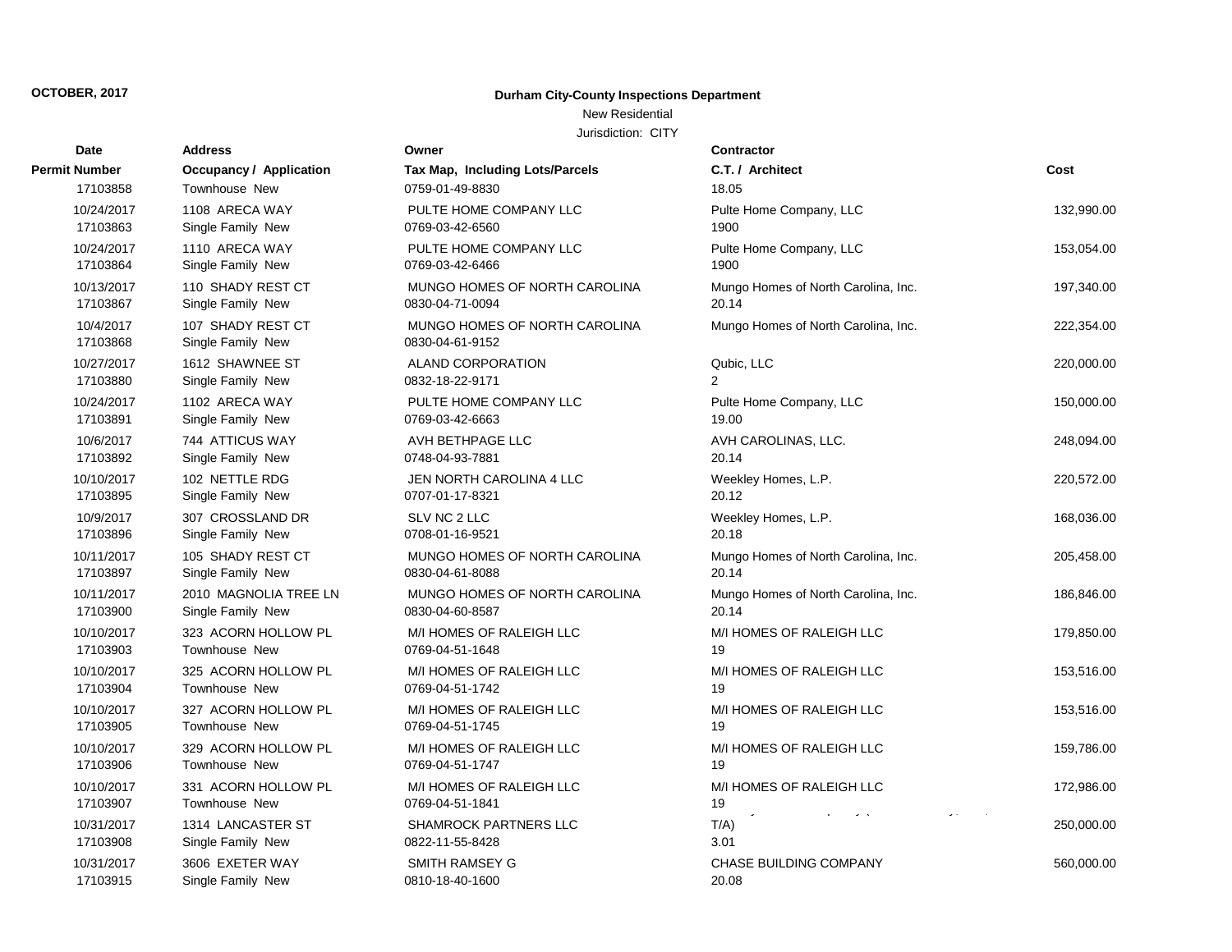**OCTOBER, 2017**

**Durham City-County Inspections Department**

New Residential

Jurisdiction: CITY

| Date / Permit Number | Address / Occupancy / Application | Owner / Tax Map, Including Lots/Parcels | Contractor / C.T. / Architect | Cost |
|---|---|---|---|---|
| 17103858 | Townhouse New | 0759-01-49-8830 | 18.05 | |
| 10/24/2017 | 1108 ARECA WAY | PULTE HOME COMPANY LLC | Pulte Home Company, LLC | 132,990.00 |
| 17103863 | Single Family New | 0769-03-42-6560 | 1900 | |
| 10/24/2017 | 1110 ARECA WAY | PULTE HOME COMPANY LLC | Pulte Home Company, LLC | 153,054.00 |
| 17103864 | Single Family New | 0769-03-42-6466 | 1900 | |
| 10/13/2017 | 110 SHADY REST CT | MUNGO HOMES OF NORTH CAROLINA | Mungo Homes of North Carolina, Inc. | 197,340.00 |
| 17103867 | Single Family New | 0830-04-71-0094 | 20.14 | |
| 10/4/2017 | 107 SHADY REST CT | MUNGO HOMES OF NORTH CAROLINA | Mungo Homes of North Carolina, Inc. | 222,354.00 |
| 17103868 | Single Family New | 0830-04-61-9152 | | |
| 10/27/2017 | 1612 SHAWNEE ST | ALAND CORPORATION | Qubic, LLC | 220,000.00 |
| 17103880 | Single Family New | 0832-18-22-9171 | 2 | |
| 10/24/2017 | 1102 ARECA WAY | PULTE HOME COMPANY LLC | Pulte Home Company, LLC | 150,000.00 |
| 17103891 | Single Family New | 0769-03-42-6663 | 19.00 | |
| 10/6/2017 | 744 ATTICUS WAY | AVH BETHPAGE LLC | AVH CAROLINAS, LLC. | 248,094.00 |
| 17103892 | Single Family New | 0748-04-93-7881 | 20.14 | |
| 10/10/2017 | 102 NETTLE RDG | JEN NORTH CAROLINA 4 LLC | Weekley Homes, L.P. | 220,572.00 |
| 17103895 | Single Family New | 0707-01-17-8321 | 20.12 | |
| 10/9/2017 | 307 CROSSLAND DR | SLV NC 2 LLC | Weekley Homes, L.P. | 168,036.00 |
| 17103896 | Single Family New | 0708-01-16-9521 | 20.18 | |
| 10/11/2017 | 105 SHADY REST CT | MUNGO HOMES OF NORTH CAROLINA | Mungo Homes of North Carolina, Inc. | 205,458.00 |
| 17103897 | Single Family New | 0830-04-61-8088 | 20.14 | |
| 10/11/2017 | 2010 MAGNOLIA TREE LN | MUNGO HOMES OF NORTH CAROLINA | Mungo Homes of North Carolina, Inc. | 186,846.00 |
| 17103900 | Single Family New | 0830-04-60-8587 | 20.14 | |
| 10/10/2017 | 323 ACORN HOLLOW PL | M/I HOMES OF RALEIGH LLC | M/I HOMES OF RALEIGH LLC | 179,850.00 |
| 17103903 | Townhouse New | 0769-04-51-1648 | 19 | |
| 10/10/2017 | 325 ACORN HOLLOW PL | M/I HOMES OF RALEIGH LLC | M/I HOMES OF RALEIGH LLC | 153,516.00 |
| 17103904 | Townhouse New | 0769-04-51-1742 | 19 | |
| 10/10/2017 | 327 ACORN HOLLOW PL | M/I HOMES OF RALEIGH LLC | M/I HOMES OF RALEIGH LLC | 153,516.00 |
| 17103905 | Townhouse New | 0769-04-51-1745 | 19 | |
| 10/10/2017 | 329 ACORN HOLLOW PL | M/I HOMES OF RALEIGH LLC | M/I HOMES OF RALEIGH LLC | 159,786.00 |
| 17103906 | Townhouse New | 0769-04-51-1747 | 19 | |
| 10/10/2017 | 331 ACORN HOLLOW PL | M/I HOMES OF RALEIGH LLC | M/I HOMES OF RALEIGH LLC | 172,986.00 |
| 17103907 | Townhouse New | 0769-04-51-1841 | 19 | |
| 10/31/2017 | 1314 LANCASTER ST | SHAMROCK PARTNERS LLC | T/A) | 250,000.00 |
| 17103908 | Single Family New | 0822-11-55-8428 | 3.01 | |
| 10/31/2017 | 3606 EXETER WAY | SMITH RAMSEY G | CHASE BUILDING COMPANY | 560,000.00 |
| 17103915 | Single Family New | 0810-18-40-1600 | 20.08 | |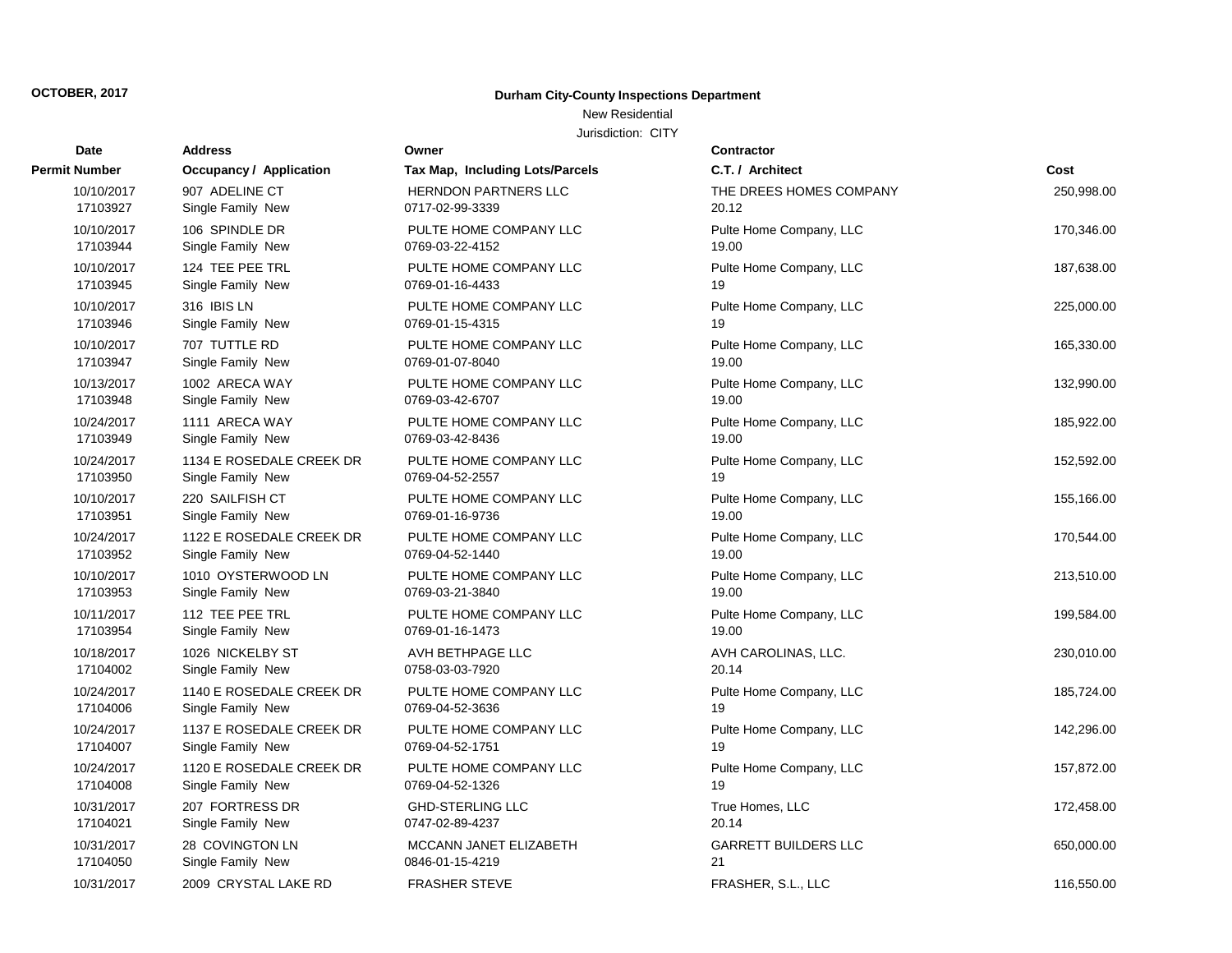OCTOBER, 2017

**Durham City-County Inspections Department**

New Residential

Jurisdiction: CITY

| Date / Permit Number | Address / Occupancy / Application | Owner / Tax Map, Including Lots/Parcels | Contractor / C.T. / Architect | Cost |
|---|---|---|---|---|
| 10/10/2017<br>17103927 | 907 ADELINE CT<br>Single Family New | HERNDON PARTNERS LLC<br>0717-02-99-3339 | THE DREES HOMES COMPANY<br>20.12 | 250,998.00 |
| 10/10/2017<br>17103944 | 106 SPINDLE DR<br>Single Family New | PULTE HOME COMPANY LLC<br>0769-03-22-4152 | Pulte Home Company, LLC<br>19.00 | 170,346.00 |
| 10/10/2017<br>17103945 | 124 TEE PEE TRL<br>Single Family New | PULTE HOME COMPANY LLC<br>0769-01-16-4433 | Pulte Home Company, LLC<br>19 | 187,638.00 |
| 10/10/2017<br>17103946 | 316 IBIS LN<br>Single Family New | PULTE HOME COMPANY LLC<br>0769-01-15-4315 | Pulte Home Company, LLC<br>19 | 225,000.00 |
| 10/10/2017<br>17103947 | 707 TUTTLE RD<br>Single Family New | PULTE HOME COMPANY LLC<br>0769-01-07-8040 | Pulte Home Company, LLC<br>19.00 | 165,330.00 |
| 10/13/2017<br>17103948 | 1002 ARECA WAY<br>Single Family New | PULTE HOME COMPANY LLC<br>0769-03-42-6707 | Pulte Home Company, LLC<br>19.00 | 132,990.00 |
| 10/24/2017<br>17103949 | 1111 ARECA WAY<br>Single Family New | PULTE HOME COMPANY LLC<br>0769-03-42-8436 | Pulte Home Company, LLC<br>19.00 | 185,922.00 |
| 10/24/2017<br>17103950 | 1134 E ROSEDALE CREEK DR<br>Single Family New | PULTE HOME COMPANY LLC<br>0769-04-52-2557 | Pulte Home Company, LLC<br>19 | 152,592.00 |
| 10/10/2017<br>17103951 | 220 SAILFISH CT<br>Single Family New | PULTE HOME COMPANY LLC<br>0769-01-16-9736 | Pulte Home Company, LLC<br>19.00 | 155,166.00 |
| 10/24/2017<br>17103952 | 1122 E ROSEDALE CREEK DR<br>Single Family New | PULTE HOME COMPANY LLC<br>0769-04-52-1440 | Pulte Home Company, LLC<br>19.00 | 170,544.00 |
| 10/10/2017<br>17103953 | 1010 OYSTERWOOD LN<br>Single Family New | PULTE HOME COMPANY LLC<br>0769-03-21-3840 | Pulte Home Company, LLC<br>19.00 | 213,510.00 |
| 10/11/2017<br>17103954 | 112 TEE PEE TRL<br>Single Family New | PULTE HOME COMPANY LLC<br>0769-01-16-1473 | Pulte Home Company, LLC<br>19.00 | 199,584.00 |
| 10/18/2017<br>17104002 | 1026 NICKELBY ST<br>Single Family New | AVH BETHPAGE LLC<br>0758-03-03-7920 | AVH CAROLINAS, LLC.<br>20.14 | 230,010.00 |
| 10/24/2017<br>17104006 | 1140 E ROSEDALE CREEK DR<br>Single Family New | PULTE HOME COMPANY LLC<br>0769-04-52-3636 | Pulte Home Company, LLC<br>19 | 185,724.00 |
| 10/24/2017<br>17104007 | 1137 E ROSEDALE CREEK DR<br>Single Family New | PULTE HOME COMPANY LLC<br>0769-04-52-1751 | Pulte Home Company, LLC<br>19 | 142,296.00 |
| 10/24/2017<br>17104008 | 1120 E ROSEDALE CREEK DR<br>Single Family New | PULTE HOME COMPANY LLC<br>0769-04-52-1326 | Pulte Home Company, LLC<br>19 | 157,872.00 |
| 10/31/2017<br>17104021 | 207 FORTRESS DR<br>Single Family New | GHD-STERLING LLC<br>0747-02-89-4237 | True Homes, LLC<br>20.14 | 172,458.00 |
| 10/31/2017<br>17104050 | 28 COVINGTON LN<br>Single Family New | MCCANN JANET ELIZABETH<br>0846-01-15-4219 | GARRETT BUILDERS LLC<br>21 | 650,000.00 |
| 10/31/2017 | 2009 CRYSTAL LAKE RD | FRASHER STEVE | FRASHER, S.L., LLC | 116,550.00 |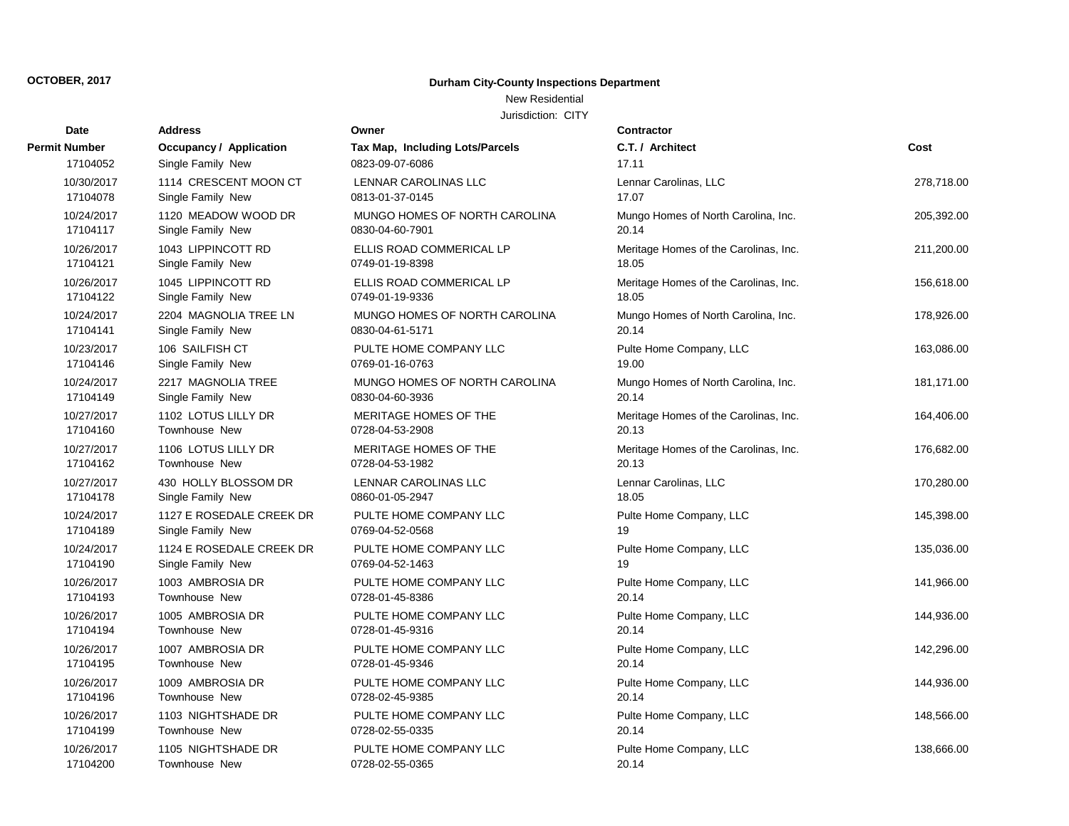**OCTOBER, 2017**

**Durham City-County Inspections Department**

New Residential

Jurisdiction: CITY

| Date | Address | Owner | Contractor | |
|---|---|---|---|---|
| **Permit Number** | **Occupancy / Application** | **Tax Map, Including Lots/Parcels** | **C.T. / Architect** | **Cost** |
| 17104052 | Single Family New | 0823-09-07-6086 | 17.11 | |
| 10/30/2017 | 1114 CRESCENT MOON CT | LENNAR CAROLINAS LLC | Lennar Carolinas, LLC | 278,718.00 |
| 17104078 | Single Family New | 0813-01-37-0145 | 17.07 | |
| 10/24/2017 | 1120 MEADOW WOOD DR | MUNGO HOMES OF NORTH CAROLINA | Mungo Homes of North Carolina, Inc. | 205,392.00 |
| 17104117 | Single Family New | 0830-04-60-7901 | 20.14 | |
| 10/26/2017 | 1043 LIPPINCOTT RD | ELLIS ROAD COMMERICAL LP | Meritage Homes of the Carolinas, Inc. | 211,200.00 |
| 17104121 | Single Family New | 0749-01-19-8398 | 18.05 | |
| 10/26/2017 | 1045 LIPPINCOTT RD | ELLIS ROAD COMMERICAL LP | Meritage Homes of the Carolinas, Inc. | 156,618.00 |
| 17104122 | Single Family New | 0749-01-19-9336 | 18.05 | |
| 10/24/2017 | 2204 MAGNOLIA TREE LN | MUNGO HOMES OF NORTH CAROLINA | Mungo Homes of North Carolina, Inc. | 178,926.00 |
| 17104141 | Single Family New | 0830-04-61-5171 | 20.14 | |
| 10/23/2017 | 106 SAILFISH CT | PULTE HOME COMPANY LLC | Pulte Home Company, LLC | 163,086.00 |
| 17104146 | Single Family New | 0769-01-16-0763 | 19.00 | |
| 10/24/2017 | 2217 MAGNOLIA TREE | MUNGO HOMES OF NORTH CAROLINA | Mungo Homes of North Carolina, Inc. | 181,171.00 |
| 17104149 | Single Family New | 0830-04-60-3936 | 20.14 | |
| 10/27/2017 | 1102 LOTUS LILLY DR | MERITAGE HOMES OF THE | Meritage Homes of the Carolinas, Inc. | 164,406.00 |
| 17104160 | Townhouse New | 0728-04-53-2908 | 20.13 | |
| 10/27/2017 | 1106 LOTUS LILLY DR | MERITAGE HOMES OF THE | Meritage Homes of the Carolinas, Inc. | 176,682.00 |
| 17104162 | Townhouse New | 0728-04-53-1982 | 20.13 | |
| 10/27/2017 | 430 HOLLY BLOSSOM DR | LENNAR CAROLINAS LLC | Lennar Carolinas, LLC | 170,280.00 |
| 17104178 | Single Family New | 0860-01-05-2947 | 18.05 | |
| 10/24/2017 | 1127 E ROSEDALE CREEK DR | PULTE HOME COMPANY LLC | Pulte Home Company, LLC | 145,398.00 |
| 17104189 | Single Family New | 0769-04-52-0568 | 19 | |
| 10/24/2017 | 1124 E ROSEDALE CREEK DR | PULTE HOME COMPANY LLC | Pulte Home Company, LLC | 135,036.00 |
| 17104190 | Single Family New | 0769-04-52-1463 | 19 | |
| 10/26/2017 | 1003 AMBROSIA DR | PULTE HOME COMPANY LLC | Pulte Home Company, LLC | 141,966.00 |
| 17104193 | Townhouse New | 0728-01-45-8386 | 20.14 | |
| 10/26/2017 | 1005 AMBROSIA DR | PULTE HOME COMPANY LLC | Pulte Home Company, LLC | 144,936.00 |
| 17104194 | Townhouse New | 0728-01-45-9316 | 20.14 | |
| 10/26/2017 | 1007 AMBROSIA DR | PULTE HOME COMPANY LLC | Pulte Home Company, LLC | 142,296.00 |
| 17104195 | Townhouse New | 0728-01-45-9346 | 20.14 | |
| 10/26/2017 | 1009 AMBROSIA DR | PULTE HOME COMPANY LLC | Pulte Home Company, LLC | 144,936.00 |
| 17104196 | Townhouse New | 0728-02-45-9385 | 20.14 | |
| 10/26/2017 | 1103 NIGHTSHADE DR | PULTE HOME COMPANY LLC | Pulte Home Company, LLC | 148,566.00 |
| 17104199 | Townhouse New | 0728-02-55-0335 | 20.14 | |
| 10/26/2017 | 1105 NIGHTSHADE DR | PULTE HOME COMPANY LLC | Pulte Home Company, LLC | 138,666.00 |
| 17104200 | Townhouse New | 0728-02-55-0365 | 20.14 | |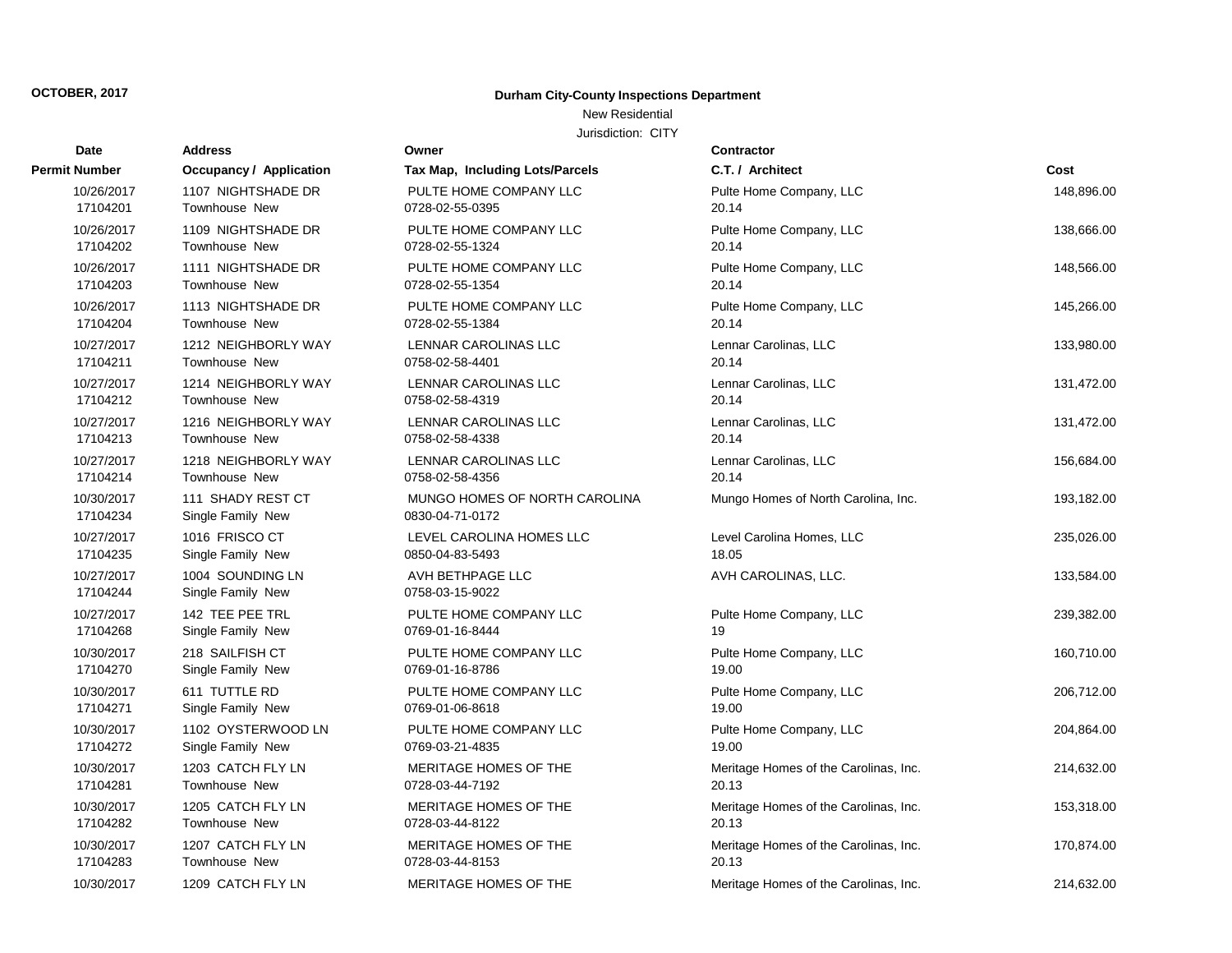**OCTOBER, 2017**

**Durham City-County Inspections Department**

New Residential

Jurisdiction: CITY

| Date / Permit Number | Address / Occupancy / Application | Owner / Tax Map, Including Lots/Parcels | Contractor / C.T. / Architect | Cost |
|---|---|---|---|---|
| 10/26/2017<br>17104201 | 1107 NIGHTSHADE DR<br>Townhouse New | PULTE HOME COMPANY LLC<br>0728-02-55-0395 | Pulte Home Company, LLC<br>20.14 | 148,896.00 |
| 10/26/2017<br>17104202 | 1109 NIGHTSHADE DR<br>Townhouse New | PULTE HOME COMPANY LLC<br>0728-02-55-1324 | Pulte Home Company, LLC<br>20.14 | 138,666.00 |
| 10/26/2017<br>17104203 | 1111 NIGHTSHADE DR<br>Townhouse New | PULTE HOME COMPANY LLC<br>0728-02-55-1354 | Pulte Home Company, LLC<br>20.14 | 148,566.00 |
| 10/26/2017<br>17104204 | 1113 NIGHTSHADE DR<br>Townhouse New | PULTE HOME COMPANY LLC<br>0728-02-55-1384 | Pulte Home Company, LLC<br>20.14 | 145,266.00 |
| 10/27/2017<br>17104211 | 1212 NEIGHBORLY WAY<br>Townhouse New | LENNAR CAROLINAS LLC<br>0758-02-58-4401 | Lennar Carolinas, LLC<br>20.14 | 133,980.00 |
| 10/27/2017<br>17104212 | 1214 NEIGHBORLY WAY<br>Townhouse New | LENNAR CAROLINAS LLC<br>0758-02-58-4319 | Lennar Carolinas, LLC<br>20.14 | 131,472.00 |
| 10/27/2017<br>17104213 | 1216 NEIGHBORLY WAY<br>Townhouse New | LENNAR CAROLINAS LLC<br>0758-02-58-4338 | Lennar Carolinas, LLC<br>20.14 | 131,472.00 |
| 10/27/2017<br>17104214 | 1218 NEIGHBORLY WAY<br>Townhouse New | LENNAR CAROLINAS LLC<br>0758-02-58-4356 | Lennar Carolinas, LLC<br>20.14 | 156,684.00 |
| 10/30/2017<br>17104234 | 111 SHADY REST CT<br>Single Family New | MUNGO HOMES OF NORTH CAROLINA<br>0830-04-71-0172 | Mungo Homes of North Carolina, Inc. | 193,182.00 |
| 10/27/2017<br>17104235 | 1016 FRISCO CT<br>Single Family New | LEVEL CAROLINA HOMES LLC<br>0850-04-83-5493 | Level Carolina Homes, LLC<br>18.05 | 235,026.00 |
| 10/27/2017<br>17104244 | 1004 SOUNDING LN<br>Single Family New | AVH BETHPAGE LLC<br>0758-03-15-9022 | AVH CAROLINAS, LLC. | 133,584.00 |
| 10/27/2017<br>17104268 | 142 TEE PEE TRL<br>Single Family New | PULTE HOME COMPANY LLC<br>0769-01-16-8444 | Pulte Home Company, LLC<br>19 | 239,382.00 |
| 10/30/2017<br>17104270 | 218 SAILFISH CT<br>Single Family New | PULTE HOME COMPANY LLC<br>0769-01-16-8786 | Pulte Home Company, LLC<br>19.00 | 160,710.00 |
| 10/30/2017<br>17104271 | 611 TUTTLE RD<br>Single Family New | PULTE HOME COMPANY LLC<br>0769-01-06-8618 | Pulte Home Company, LLC<br>19.00 | 206,712.00 |
| 10/30/2017<br>17104272 | 1102 OYSTERWOOD LN<br>Single Family New | PULTE HOME COMPANY LLC<br>0769-03-21-4835 | Pulte Home Company, LLC<br>19.00 | 204,864.00 |
| 10/30/2017<br>17104281 | 1203 CATCH FLY LN<br>Townhouse New | MERITAGE HOMES OF THE<br>0728-03-44-7192 | Meritage Homes of the Carolinas, Inc.<br>20.13 | 214,632.00 |
| 10/30/2017<br>17104282 | 1205 CATCH FLY LN<br>Townhouse New | MERITAGE HOMES OF THE<br>0728-03-44-8122 | Meritage Homes of the Carolinas, Inc.<br>20.13 | 153,318.00 |
| 10/30/2017<br>17104283 | 1207 CATCH FLY LN<br>Townhouse New | MERITAGE HOMES OF THE<br>0728-03-44-8153 | Meritage Homes of the Carolinas, Inc.<br>20.13 | 170,874.00 |
| 10/30/2017 | 1209 CATCH FLY LN | MERITAGE HOMES OF THE | Meritage Homes of the Carolinas, Inc. | 214,632.00 |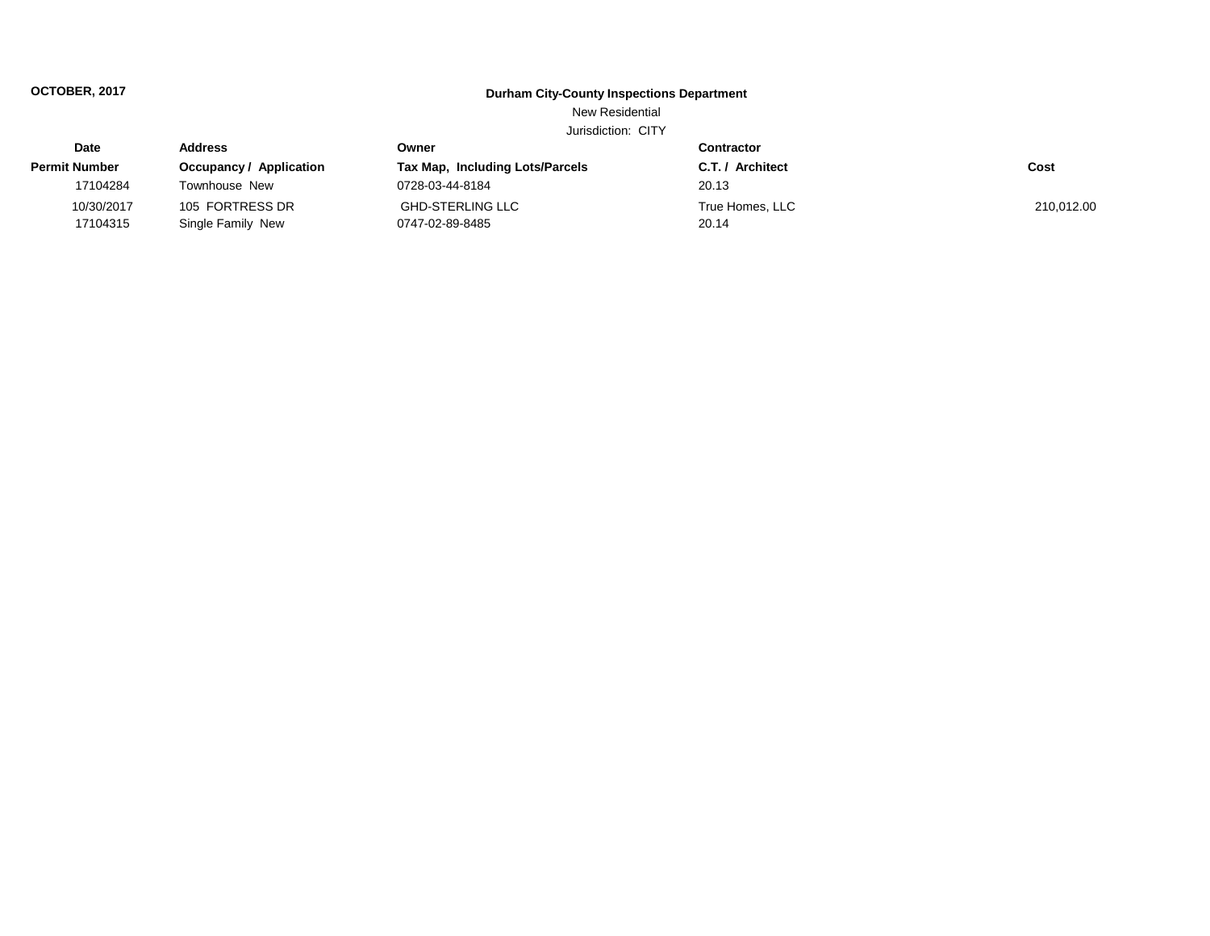OCTOBER, 2017

**Durham City-County Inspections Department**

New Residential

Jurisdiction: CITY

| Date / Permit Number | Address / Occupancy / Application | Owner / Tax Map, Including Lots/Parcels | Contractor / C.T. / Architect | Cost |
|---|---|---|---|---|
| 17104284 | Townhouse New | 0728-03-44-8184 | 20.13 | |
| 10/30/2017 | 105 FORTRESS DR | GHD-STERLING LLC | True Homes, LLC | 210,012.00 |
| 17104315 | Single Family New | 0747-02-89-8485 | 20.14 | |